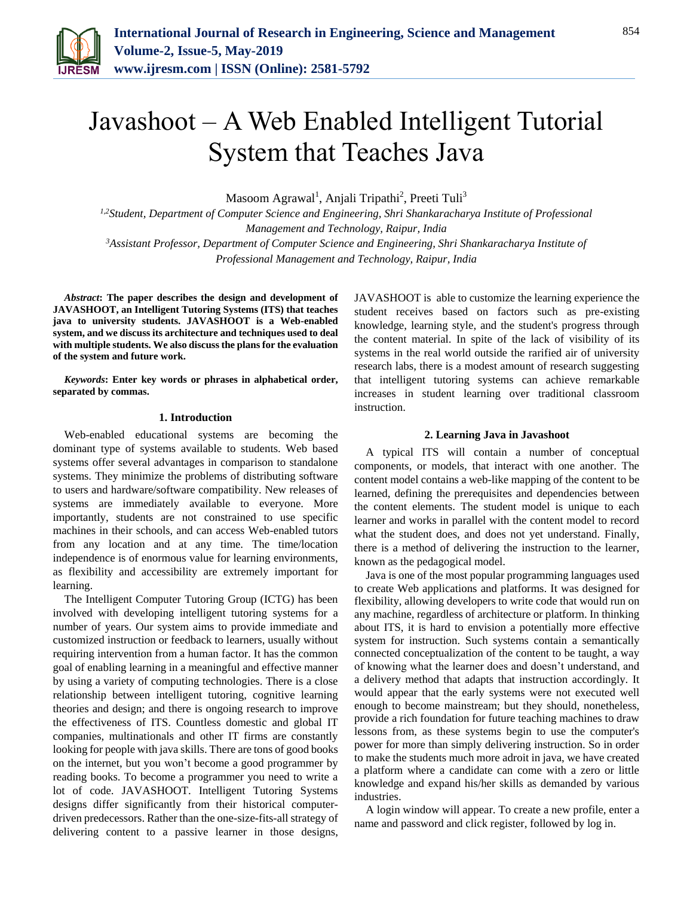# Javashoot – A Web Enabled Intelligent Tutorial System that Teaches Java

Masoom Agrawal[1], Anjali Tripathi[2], Preeti Tuli[3]

[1,2]*Student, Department of Computer Science and Engineering, Shri Shankaracharya Institute of Professional Management and Technology, Raipur, India*

[3]*Assistant Professor, Department of Computer Science and Engineering, Shri Shankaracharya Institute of Professional Management and Technology, Raipur, India*

***Abstract*: The paper describes the design and development of JAVASHOOT, an Intelligent Tutoring Systems (ITS) that teaches java to university students. JAVASHOOT is a Web-enabled system, and we discuss its architecture and techniques used to deal with multiple students. We also discuss the plans for the evaluation of the system and future work.**

***Keywords*: Enter key words or phrases in alphabetical order, separated by commas.**

## 1. Introduction

Web-enabled educational systems are becoming the dominant type of systems available to students. Web based systems offer several advantages in comparison to standalone systems. They minimize the problems of distributing software to users and hardware/software compatibility. New releases of systems are immediately available to everyone. More importantly, students are not constrained to use specific machines in their schools, and can access Web-enabled tutors from any location and at any time. The time/location independence is of enormous value for learning environments, as flexibility and accessibility are extremely important for learning.

The Intelligent Computer Tutoring Group (ICTG) has been involved with developing intelligent tutoring systems for a number of years. Our system aims to provide immediate and customized instruction or feedback to learners, usually without requiring intervention from a human factor. It has the common goal of enabling learning in a meaningful and effective manner by using a variety of computing technologies. There is a close relationship between intelligent tutoring, cognitive learning theories and design; and there is ongoing research to improve the effectiveness of ITS. Countless domestic and global IT companies, multinationals and other IT firms are constantly looking for people with java skills. There are tons of good books on the internet, but you won't become a good programmer by reading books. To become a programmer you need to write a lot of code. JAVASHOOT. Intelligent Tutoring Systems designs differ significantly from their historical computer-driven predecessors. Rather than the one-size-fits-all strategy of delivering content to a passive learner in those designs, JAVASHOOT is able to customize the learning experience the student receives based on factors such as pre-existing knowledge, learning style, and the student's progress through the content material. In spite of the lack of visibility of its systems in the real world outside the rarified air of university research labs, there is a modest amount of research suggesting that intelligent tutoring systems can achieve remarkable increases in student learning over traditional classroom instruction.

## 2. Learning Java in Javashoot

A typical ITS will contain a number of conceptual components, or models, that interact with one another. The content model contains a web-like mapping of the content to be learned, defining the prerequisites and dependencies between the content elements. The student model is unique to each learner and works in parallel with the content model to record what the student does, and does not yet understand. Finally, there is a method of delivering the instruction to the learner, known as the pedagogical model.

Java is one of the most popular programming languages used to create Web applications and platforms. It was designed for flexibility, allowing developers to write code that would run on any machine, regardless of architecture or platform. In thinking about ITS, it is hard to envision a potentially more effective system for instruction. Such systems contain a semantically connected conceptualization of the content to be taught, a way of knowing what the learner does and doesn't understand, and a delivery method that adapts that instruction accordingly. It would appear that the early systems were not executed well enough to become mainstream; but they should, nonetheless, provide a rich foundation for future teaching machines to draw lessons from, as these systems begin to use the computer's power for more than simply delivering instruction. So in order to make the students much more adroit in java, we have created a platform where a candidate can come with a zero or little knowledge and expand his/her skills as demanded by various industries.

A login window will appear. To create a new profile, enter a name and password and click register, followed by log in.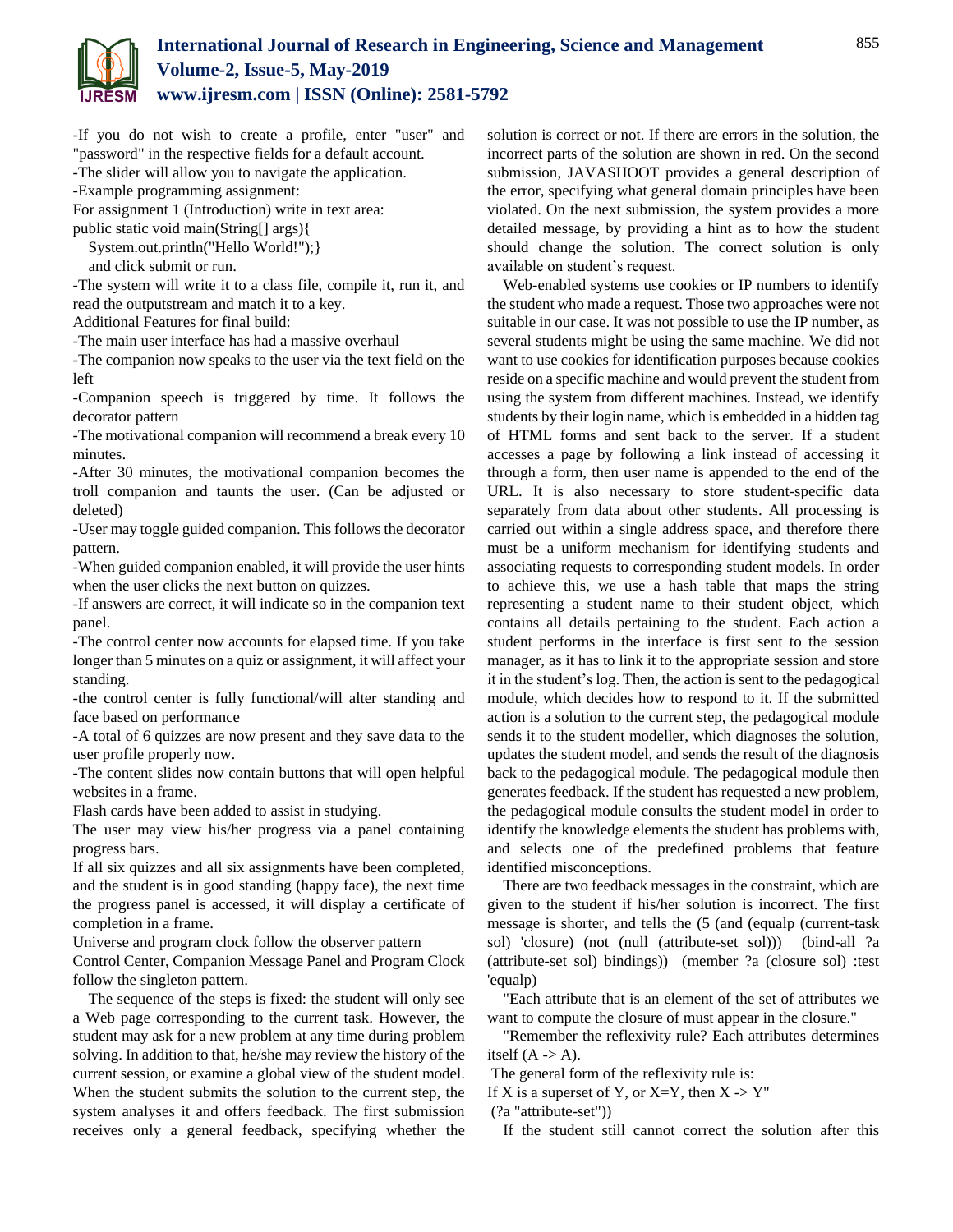-If you do not wish to create a profile, enter "user" and "password" in the respective fields for a default account.

-The slider will allow you to navigate the application.

-Example programming assignment:

For assignment 1 (Introduction) write in text area:

```
public static void main(String[] args){
  System.out.println("Hello World!");}
```

and click submit or run.

-The system will write it to a class file, compile it, run it, and read the outputstream and match it to a key.

Additional Features for final build:

-The main user interface has had a massive overhaul

-The companion now speaks to the user via the text field on the left

-Companion speech is triggered by time. It follows the decorator pattern

-The motivational companion will recommend a break every 10 minutes.

-After 30 minutes, the motivational companion becomes the troll companion and taunts the user. (Can be adjusted or deleted)

-User may toggle guided companion. This follows the decorator pattern.

-When guided companion enabled, it will provide the user hints when the user clicks the next button on quizzes.

-If answers are correct, it will indicate so in the companion text panel.

-The control center now accounts for elapsed time. If you take longer than 5 minutes on a quiz or assignment, it will affect your standing.

-the control center is fully functional/will alter standing and face based on performance

-A total of 6 quizzes are now present and they save data to the user profile properly now.

-The content slides now contain buttons that will open helpful websites in a frame.

Flash cards have been added to assist in studying.

The user may view his/her progress via a panel containing progress bars.

If all six quizzes and all six assignments have been completed, and the student is in good standing (happy face), the next time the progress panel is accessed, it will display a certificate of completion in a frame.

Universe and program clock follow the observer pattern

Control Center, Companion Message Panel and Program Clock follow the singleton pattern.

The sequence of the steps is fixed: the student will only see a Web page corresponding to the current task. However, the student may ask for a new problem at any time during problem solving. In addition to that, he/she may review the history of the current session, or examine a global view of the student model. When the student submits the solution to the current step, the system analyses it and offers feedback. The first submission receives only a general feedback, specifying whether the solution is correct or not. If there are errors in the solution, the incorrect parts of the solution are shown in red. On the second submission, JAVASHOOT provides a general description of the error, specifying what general domain principles have been violated. On the next submission, the system provides a more detailed message, by providing a hint as to how the student should change the solution. The correct solution is only available on student's request.

Web-enabled systems use cookies or IP numbers to identify the student who made a request. Those two approaches were not suitable in our case. It was not possible to use the IP number, as several students might be using the same machine. We did not want to use cookies for identification purposes because cookies reside on a specific machine and would prevent the student from using the system from different machines. Instead, we identify students by their login name, which is embedded in a hidden tag of HTML forms and sent back to the server. If a student accesses a page by following a link instead of accessing it through a form, then user name is appended to the end of the URL. It is also necessary to store student-specific data separately from data about other students. All processing is carried out within a single address space, and therefore there must be a uniform mechanism for identifying students and associating requests to corresponding student models. In order to achieve this, we use a hash table that maps the string representing a student name to their student object, which contains all details pertaining to the student. Each action a student performs in the interface is first sent to the session manager, as it has to link it to the appropriate session and store it in the student's log. Then, the action is sent to the pedagogical module, which decides how to respond to it. If the submitted action is a solution to the current step, the pedagogical module sends it to the student modeller, which diagnoses the solution, updates the student model, and sends the result of the diagnosis back to the pedagogical module. The pedagogical module then generates feedback. If the student has requested a new problem, the pedagogical module consults the student model in order to identify the knowledge elements the student has problems with, and selects one of the predefined problems that feature identified misconceptions.

There are two feedback messages in the constraint, which are given to the student if his/her solution is incorrect. The first message is shorter, and tells the (5 (and (equalp (current-task sol) 'closure) (not (null (attribute-set sol))) (bind-all ?a (attribute-set sol) bindings)) (member ?a (closure sol) :test 'equalp)

"Each attribute that is an element of the set of attributes we want to compute the closure of must appear in the closure."

"Remember the reflexivity rule? Each attributes determines itself (A -> A).

The general form of the reflexivity rule is:

If X is a superset of Y, or X=Y, then X -> Y"

(?a "attribute-set"))

If the student still cannot correct the solution after this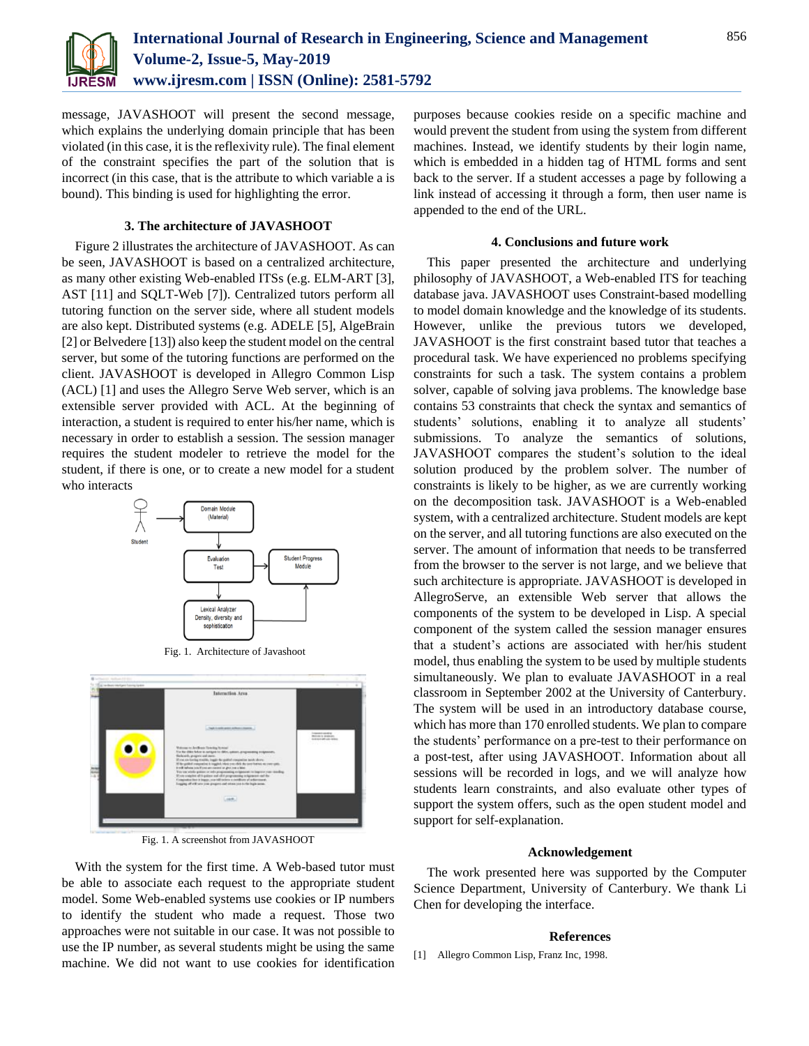message, JAVASHOOT will present the second message, which explains the underlying domain principle that has been violated (in this case, it is the reflexivity rule). The final element of the constraint specifies the part of the solution that is incorrect (in this case, that is the attribute to which variable a is bound). This binding is used for highlighting the error.

### 3. The architecture of JAVASHOOT

Figure 2 illustrates the architecture of JAVASHOOT. As can be seen, JAVASHOOT is based on a centralized architecture, as many other existing Web-enabled ITSs (e.g. ELM-ART [3], AST [11] and SQLT-Web [7]). Centralized tutors perform all tutoring function on the server side, where all student models are also kept. Distributed systems (e.g. ADELE [5], AlgeBrain [2] or Belvedere [13]) also keep the student model on the central server, but some of the tutoring functions are performed on the client. JAVASHOOT is developed in Allegro Common Lisp (ACL) [1] and uses the Allegro Serve Web server, which is an extensible server provided with ACL. At the beginning of interaction, a student is required to enter his/her name, which is necessary in order to establish a session. The session manager requires the student modeler to retrieve the model for the student, if there is one, or to create a new model for a student who interacts

Fig. 1. Architecture of Javashoot

Fig. 1. A screenshot from JAVASHOOT

With the system for the first time. A Web-based tutor must be able to associate each request to the appropriate student model. Some Web-enabled systems use cookies or IP numbers to identify the student who made a request. Those two approaches were not suitable in our case. It was not possible to use the IP number, as several students might be using the same machine. We did not want to use cookies for identification purposes because cookies reside on a specific machine and would prevent the student from using the system from different machines. Instead, we identify students by their login name, which is embedded in a hidden tag of HTML forms and sent back to the server. If a student accesses a page by following a link instead of accessing it through a form, then user name is appended to the end of the URL.

### 4. Conclusions and future work

This paper presented the architecture and underlying philosophy of JAVASHOOT, a Web-enabled ITS for teaching database java. JAVASHOOT uses Constraint-based modelling to model domain knowledge and the knowledge of its students. However, unlike the previous tutors we developed, JAVASHOOT is the first constraint based tutor that teaches a procedural task. We have experienced no problems specifying constraints for such a task. The system contains a problem solver, capable of solving java problems. The knowledge base contains 53 constraints that check the syntax and semantics of students' solutions, enabling it to analyze all students' submissions. To analyze the semantics of solutions, JAVASHOOT compares the student's solution to the ideal solution produced by the problem solver. The number of constraints is likely to be higher, as we are currently working on the decomposition task. JAVASHOOT is a Web-enabled system, with a centralized architecture. Student models are kept on the server, and all tutoring functions are also executed on the server. The amount of information that needs to be transferred from the browser to the server is not large, and we believe that such architecture is appropriate. JAVASHOOT is developed in AllegroServe, an extensible Web server that allows the components of the system to be developed in Lisp. A special component of the system called the session manager ensures that a student's actions are associated with her/his student model, thus enabling the system to be used by multiple students simultaneously. We plan to evaluate JAVASHOOT in a real classroom in September 2002 at the University of Canterbury. The system will be used in an introductory database course, which has more than 170 enrolled students. We plan to compare the students' performance on a pre-test to their performance on a post-test, after using JAVASHOOT. Information about all sessions will be recorded in logs, and we will analyze how students learn constraints, and also evaluate other types of support the system offers, such as the open student model and support for self-explanation.

### Acknowledgement

The work presented here was supported by the Computer Science Department, University of Canterbury. We thank Li Chen for developing the interface.

### References

[1] Allegro Common Lisp, Franz Inc, 1998.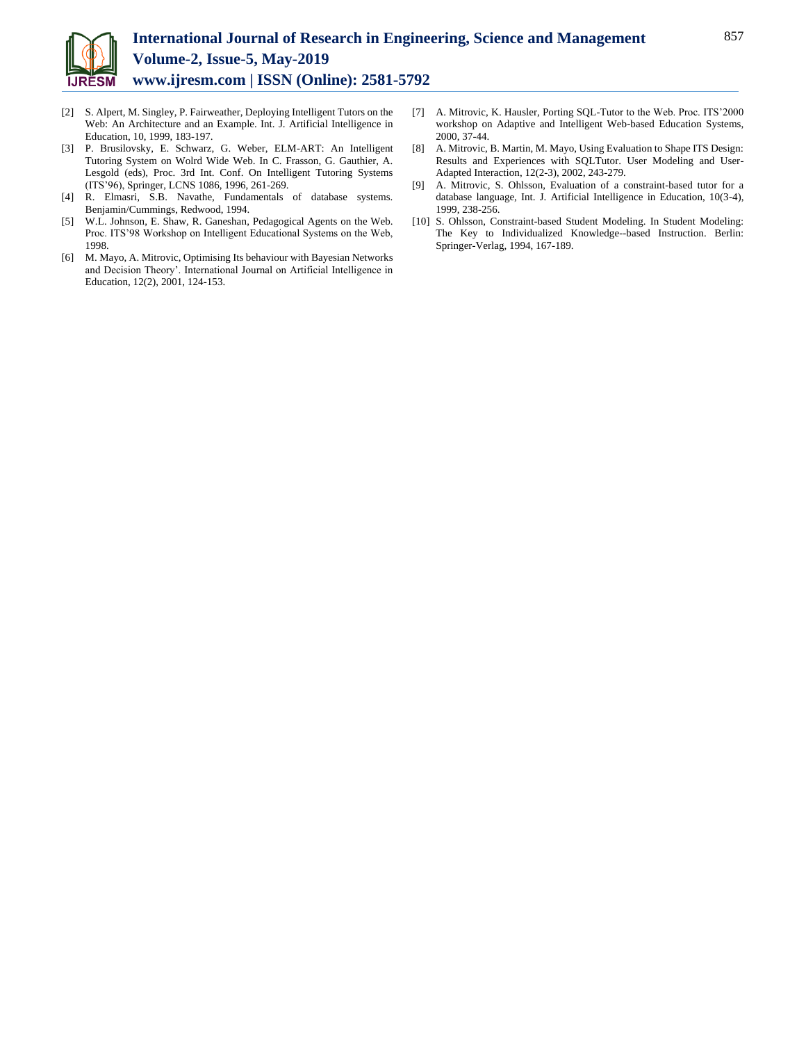[2] S. Alpert, M. Singley, P. Fairweather, Deploying Intelligent Tutors on the Web: An Architecture and an Example. Int. J. Artificial Intelligence in Education, 10, 1999, 183-197.

[3] P. Brusilovsky, E. Schwarz, G. Weber, ELM-ART: An Intelligent Tutoring System on Wolrd Wide Web. In C. Frasson, G. Gauthier, A. Lesgold (eds), Proc. 3rd Int. Conf. On Intelligent Tutoring Systems (ITS'96), Springer, LCNS 1086, 1996, 261-269.

[4] R. Elmasri, S.B. Navathe, Fundamentals of database systems. Benjamin/Cummings, Redwood, 1994.

[5] W.L. Johnson, E. Shaw, R. Ganeshan, Pedagogical Agents on the Web. Proc. ITS'98 Workshop on Intelligent Educational Systems on the Web, 1998.

[6] M. Mayo, A. Mitrovic, Optimising Its behaviour with Bayesian Networks and Decision Theory'. International Journal on Artificial Intelligence in Education, 12(2), 2001, 124-153.

[7] A. Mitrovic, K. Hausler, Porting SQL-Tutor to the Web. Proc. ITS'2000 workshop on Adaptive and Intelligent Web-based Education Systems, 2000, 37-44.

[8] A. Mitrovic, B. Martin, M. Mayo, Using Evaluation to Shape ITS Design: Results and Experiences with SQLTutor. User Modeling and User-Adapted Interaction, 12(2-3), 2002, 243-279.

[9] A. Mitrovic, S. Ohlsson, Evaluation of a constraint-based tutor for a database language, Int. J. Artificial Intelligence in Education, 10(3-4), 1999, 238-256.

[10] S. Ohlsson, Constraint-based Student Modeling. In Student Modeling: The Key to Individualized Knowledge--based Instruction. Berlin: Springer-Verlag, 1994, 167-189.